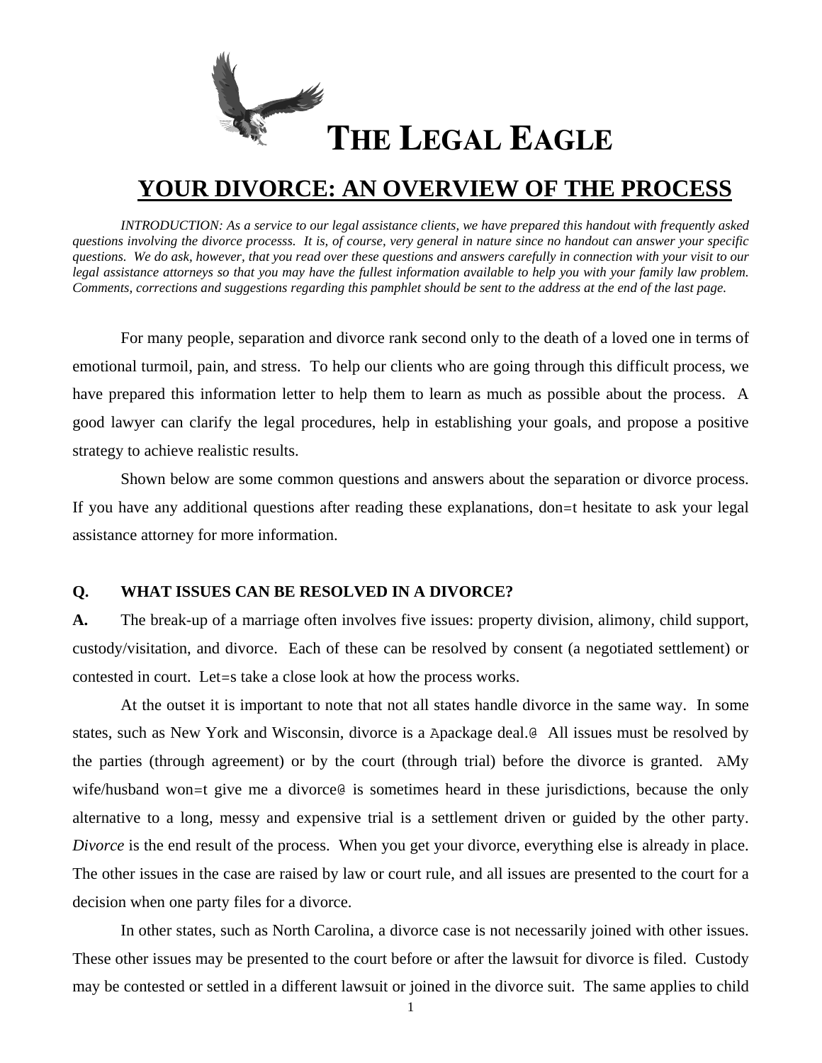# THE LEGAL EAGLE

## YOUR DIVORCE: AN OVERVIEW OF THE PROCESS

*INTRODUCTION: As a service to our legal assistance clients, we have prepared this handout with frequently asked questions involving the divorce processs. It is, of course, very general in nature since no handout can answer your specific questions. We do ask, however, that you read over these questions and answers carefully in connection with your visit to our legal assistance attorneys so that you may have the fullest information available to help you with your family law problem. Comments, corrections and suggestions regarding this pamphlet should be sent to the address at the end of the last page.*

For many people, separation and divorce rank second only to the death of a loved one in terms of emotional turmoil, pain, and stress. To help our clients who are going through this difficult process, we have prepared this information letter to help them to learn as much as possible about the process. A good lawyer can clarify the legal procedures, help in establishing your goals, and propose a positive strategy to achieve realistic results.

Shown below are some common questions and answers about the separation or divorce process. If you have any additional questions after reading these explanations, don=t hesitate to ask your legal assistance attorney for more information.

**Q. WHAT ISSUES CAN BE RESOLVED IN A DIVORCE?**

**A.** The break-up of a marriage often involves five issues: property division, alimony, child support, custody/visitation, and divorce. Each of these can be resolved by consent (a negotiated settlement) or contested in court. Let=s take a close look at how the process works.

At the outset it is important to note that not all states handle divorce in the same way. In some states, such as New York and Wisconsin, divorce is a Apackage deal.@ All issues must be resolved by the parties (through agreement) or by the court (through trial) before the divorce is granted. AMy wife/husband won=t give me a divorce@ is sometimes heard in these jurisdictions, because the only alternative to a long, messy and expensive trial is a settlement driven or guided by the other party. *Divorce* is the end result of the process. When you get your divorce, everything else is already in place. The other issues in the case are raised by law or court rule, and all issues are presented to the court for a decision when one party files for a divorce.

In other states, such as North Carolina, a divorce case is not necessarily joined with other issues. These other issues may be presented to the court before or after the lawsuit for divorce is filed. Custody may be contested or settled in a different lawsuit or joined in the divorce suit. The same applies to child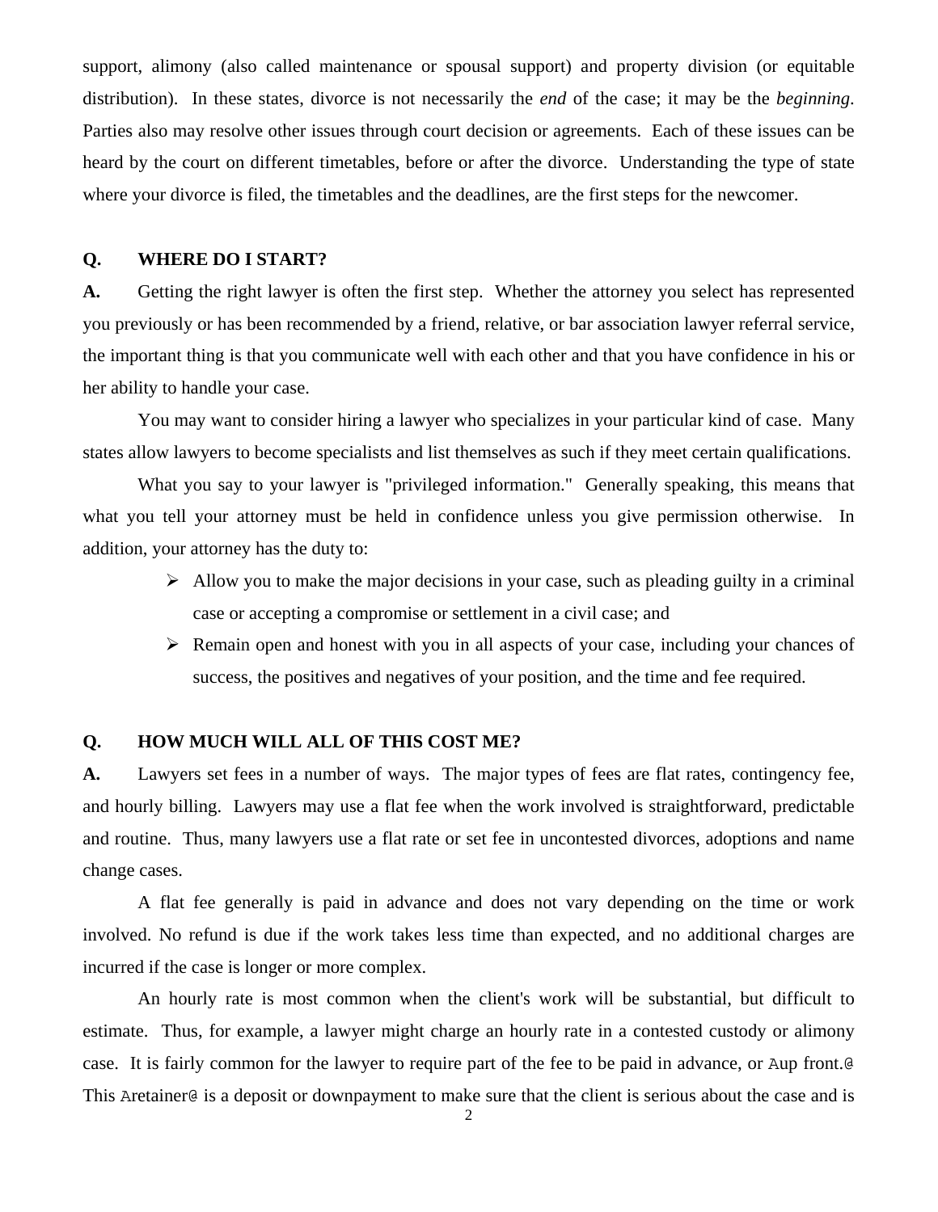support, alimony (also called maintenance or spousal support) and property division (or equitable distribution). In these states, divorce is not necessarily the *end* of the case; it may be the *beginning*. Parties also may resolve other issues through court decision or agreements. Each of these issues can be heard by the court on different timetables, before or after the divorce. Understanding the type of state where your divorce is filed, the timetables and the deadlines, are the first steps for the newcomer.

**Q. WHERE DO I START?**

**A.** Getting the right lawyer is often the first step. Whether the attorney you select has represented you previously or has been recommended by a friend, relative, or bar association lawyer referral service, the important thing is that you communicate well with each other and that you have confidence in his or her ability to handle your case.

You may want to consider hiring a lawyer who specializes in your particular kind of case. Many states allow lawyers to become specialists and list themselves as such if they meet certain qualifications.

What you say to your lawyer is "privileged information." Generally speaking, this means that what you tell your attorney must be held in confidence unless you give permission otherwise. In addition, your attorney has the duty to:

- Allow you to make the major decisions in your case, such as pleading guilty in a criminal case or accepting a compromise or settlement in a civil case; and
- Remain open and honest with you in all aspects of your case, including your chances of success, the positives and negatives of your position, and the time and fee required.

**Q. HOW MUCH WILL ALL OF THIS COST ME?**

**A.** Lawyers set fees in a number of ways. The major types of fees are flat rates, contingency fee, and hourly billing. Lawyers may use a flat fee when the work involved is straightforward, predictable and routine. Thus, many lawyers use a flat rate or set fee in uncontested divorces, adoptions and name change cases.

A flat fee generally is paid in advance and does not vary depending on the time or work involved. No refund is due if the work takes less time than expected, and no additional charges are incurred if the case is longer or more complex.

An hourly rate is most common when the client's work will be substantial, but difficult to estimate. Thus, for example, a lawyer might charge an hourly rate in a contested custody or alimony case. It is fairly common for the lawyer to require part of the fee to be paid in advance, or Aup front.@ This Aretainer@ is a deposit or downpayment to make sure that the client is serious about the case and is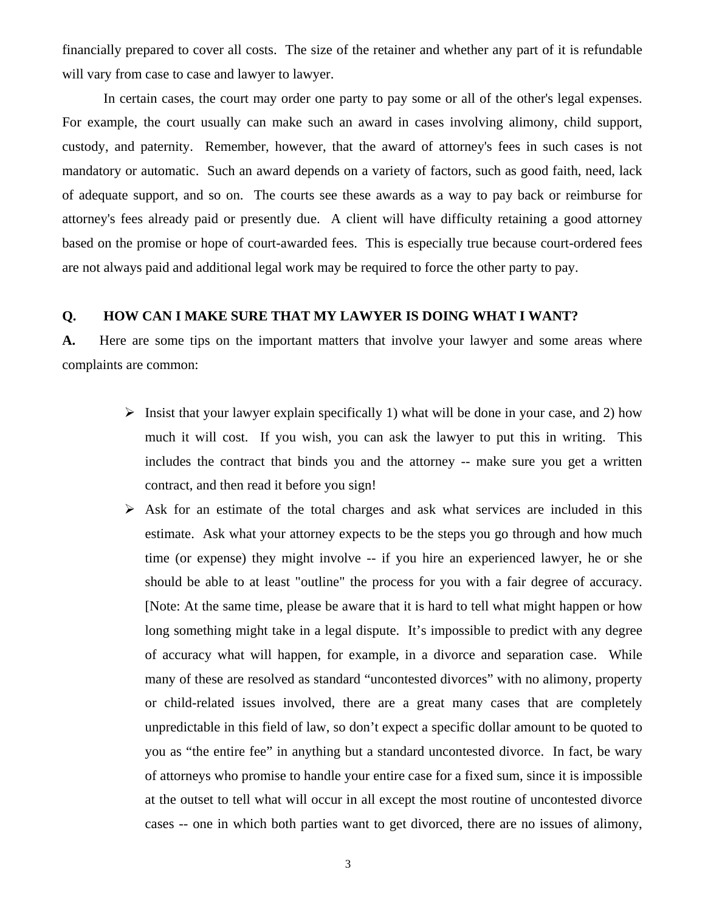financially prepared to cover all costs. The size of the retainer and whether any part of it is refundable will vary from case to case and lawyer to lawyer.

In certain cases, the court may order one party to pay some or all of the other's legal expenses. For example, the court usually can make such an award in cases involving alimony, child support, custody, and paternity. Remember, however, that the award of attorney's fees in such cases is not mandatory or automatic. Such an award depends on a variety of factors, such as good faith, need, lack of adequate support, and so on. The courts see these awards as a way to pay back or reimburse for attorney's fees already paid or presently due. A client will have difficulty retaining a good attorney based on the promise or hope of court-awarded fees. This is especially true because court-ordered fees are not always paid and additional legal work may be required to force the other party to pay.

**Q. HOW CAN I MAKE SURE THAT MY LAWYER IS DOING WHAT I WANT?**

**A.** Here are some tips on the important matters that involve your lawyer and some areas where complaints are common:

- Insist that your lawyer explain specifically 1) what will be done in your case, and 2) how much it will cost. If you wish, you can ask the lawyer to put this in writing. This includes the contract that binds you and the attorney -- make sure you get a written contract, and then read it before you sign!
- Ask for an estimate of the total charges and ask what services are included in this estimate. Ask what your attorney expects to be the steps you go through and how much time (or expense) they might involve -- if you hire an experienced lawyer, he or she should be able to at least "outline" the process for you with a fair degree of accuracy. [Note: At the same time, please be aware that it is hard to tell what might happen or how long something might take in a legal dispute. It's impossible to predict with any degree of accuracy what will happen, for example, in a divorce and separation case. While many of these are resolved as standard "uncontested divorces" with no alimony, property or child-related issues involved, there are a great many cases that are completely unpredictable in this field of law, so don't expect a specific dollar amount to be quoted to you as "the entire fee" in anything but a standard uncontested divorce. In fact, be wary of attorneys who promise to handle your entire case for a fixed sum, since it is impossible at the outset to tell what will occur in all except the most routine of uncontested divorce cases -- one in which both parties want to get divorced, there are no issues of alimony,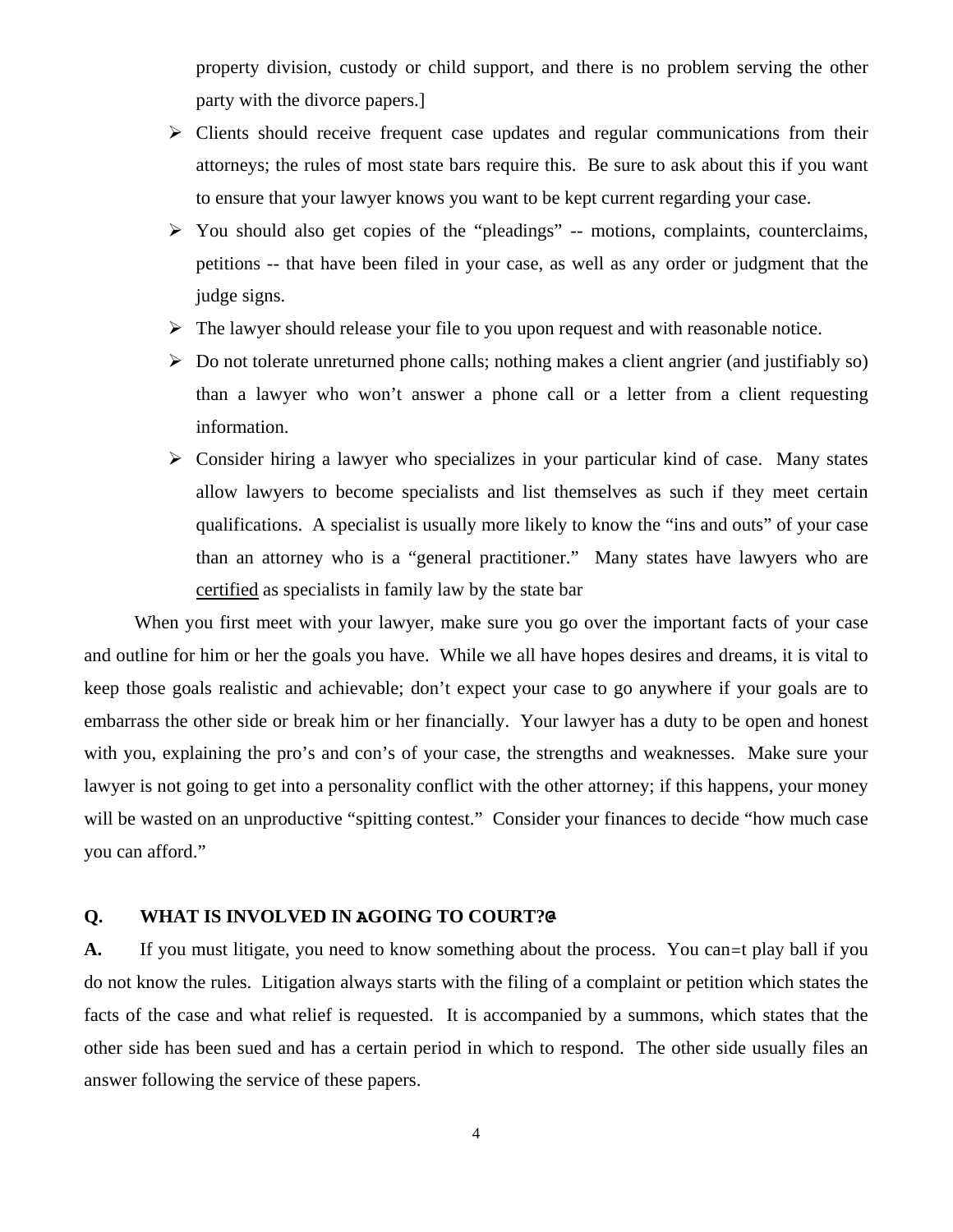property division, custody or child support, and there is no problem serving the other party with the divorce papers.]

- Clients should receive frequent case updates and regular communications from their attorneys; the rules of most state bars require this. Be sure to ask about this if you want to ensure that your lawyer knows you want to be kept current regarding your case.
- You should also get copies of the "pleadings" -- motions, complaints, counterclaims, petitions -- that have been filed in your case, as well as any order or judgment that the judge signs.
- The lawyer should release your file to you upon request and with reasonable notice.
- Do not tolerate unreturned phone calls; nothing makes a client angrier (and justifiably so) than a lawyer who won't answer a phone call or a letter from a client requesting information.
- Consider hiring a lawyer who specializes in your particular kind of case. Many states allow lawyers to become specialists and list themselves as such if they meet certain qualifications. A specialist is usually more likely to know the "ins and outs" of your case than an attorney who is a "general practitioner." Many states have lawyers who are certified as specialists in family law by the state bar

When you first meet with your lawyer, make sure you go over the important facts of your case and outline for him or her the goals you have. While we all have hopes desires and dreams, it is vital to keep those goals realistic and achievable; don't expect your case to go anywhere if your goals are to embarrass the other side or break him or her financially. Your lawyer has a duty to be open and honest with you, explaining the pro's and con's of your case, the strengths and weaknesses. Make sure your lawyer is not going to get into a personality conflict with the other attorney; if this happens, your money will be wasted on an unproductive "spitting contest." Consider your finances to decide "how much case you can afford."

**Q. WHAT IS INVOLVED IN AGOING TO COURT?@**

**A.** If you must litigate, you need to know something about the process. You can=t play ball if you do not know the rules. Litigation always starts with the filing of a complaint or petition which states the facts of the case and what relief is requested. It is accompanied by a summons, which states that the other side has been sued and has a certain period in which to respond. The other side usually files an answer following the service of these papers.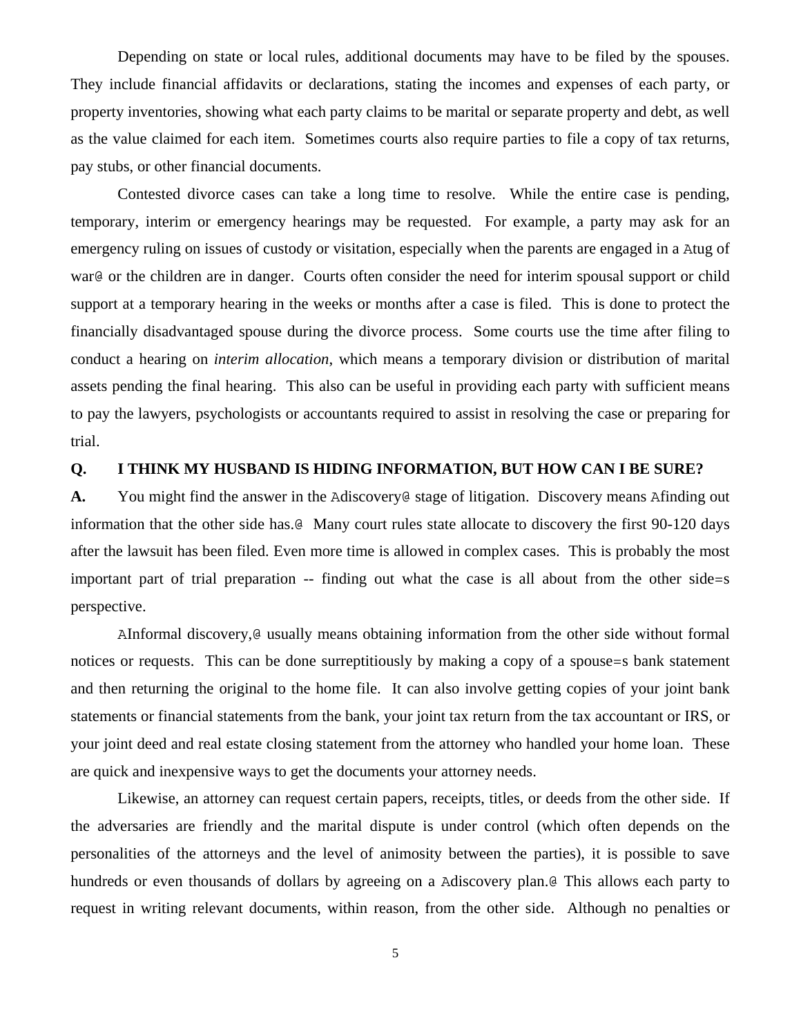Depending on state or local rules, additional documents may have to be filed by the spouses. They include financial affidavits or declarations, stating the incomes and expenses of each party, or property inventories, showing what each party claims to be marital or separate property and debt, as well as the value claimed for each item. Sometimes courts also require parties to file a copy of tax returns, pay stubs, or other financial documents.

Contested divorce cases can take a long time to resolve. While the entire case is pending, temporary, interim or emergency hearings may be requested. For example, a party may ask for an emergency ruling on issues of custody or visitation, especially when the parents are engaged in a Atug of war@ or the children are in danger. Courts often consider the need for interim spousal support or child support at a temporary hearing in the weeks or months after a case is filed. This is done to protect the financially disadvantaged spouse during the divorce process. Some courts use the time after filing to conduct a hearing on *interim allocation*, which means a temporary division or distribution of marital assets pending the final hearing. This also can be useful in providing each party with sufficient means to pay the lawyers, psychologists or accountants required to assist in resolving the case or preparing for trial.

**Q. I THINK MY HUSBAND IS HIDING INFORMATION, BUT HOW CAN I BE SURE?**

**A.** You might find the answer in the Adiscovery@ stage of litigation. Discovery means Afinding out information that the other side has.@ Many court rules state allocate to discovery the first 90-120 days after the lawsuit has been filed. Even more time is allowed in complex cases. This is probably the most important part of trial preparation -- finding out what the case is all about from the other side=s perspective.

AInformal discovery,@ usually means obtaining information from the other side without formal notices or requests. This can be done surreptitiously by making a copy of a spouse=s bank statement and then returning the original to the home file. It can also involve getting copies of your joint bank statements or financial statements from the bank, your joint tax return from the tax accountant or IRS, or your joint deed and real estate closing statement from the attorney who handled your home loan. These are quick and inexpensive ways to get the documents your attorney needs.

Likewise, an attorney can request certain papers, receipts, titles, or deeds from the other side. If the adversaries are friendly and the marital dispute is under control (which often depends on the personalities of the attorneys and the level of animosity between the parties), it is possible to save hundreds or even thousands of dollars by agreeing on a Adiscovery plan.@ This allows each party to request in writing relevant documents, within reason, from the other side. Although no penalties or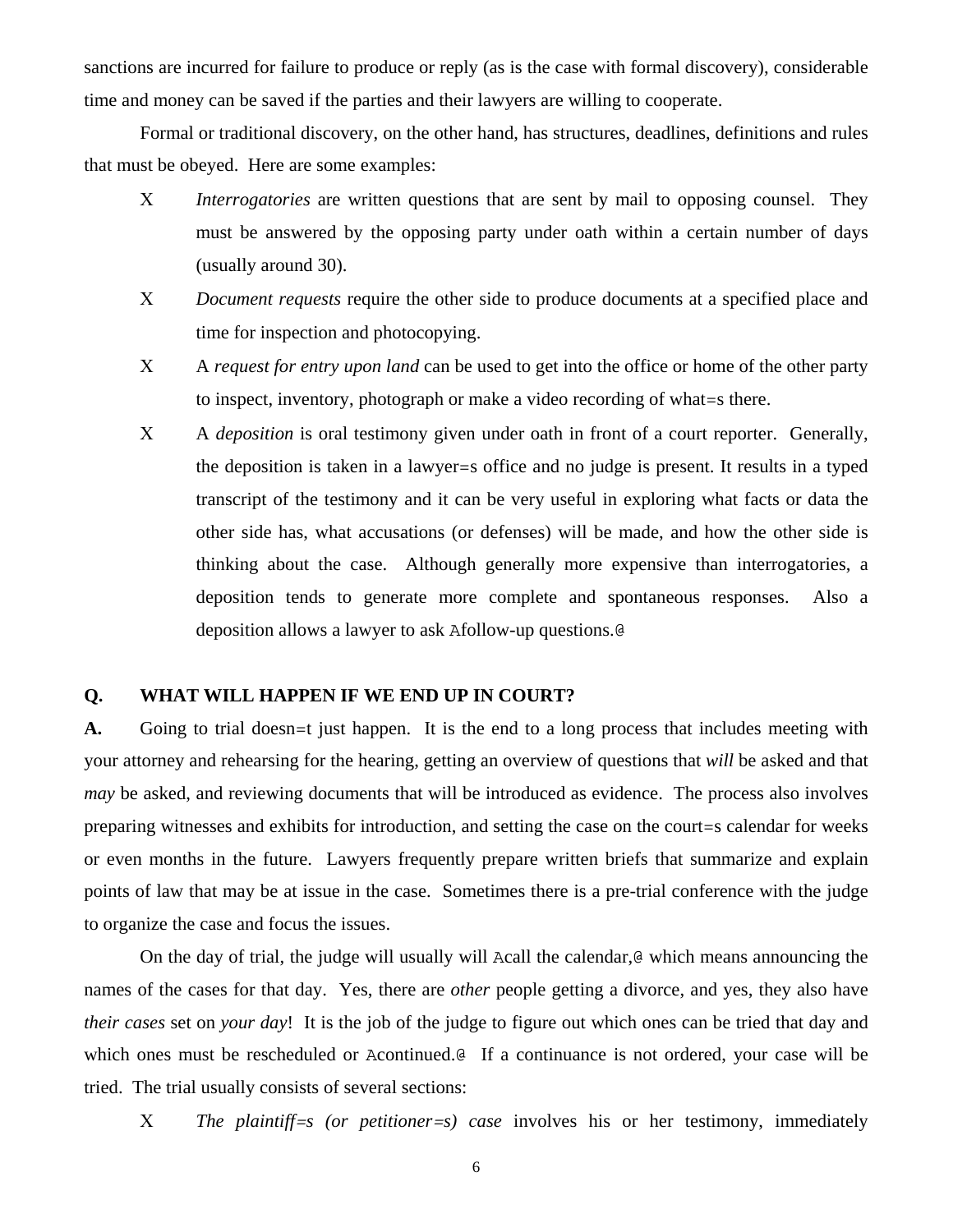sanctions are incurred for failure to produce or reply (as is the case with formal discovery), considerable time and money can be saved if the parties and their lawyers are willing to cooperate.

Formal or traditional discovery, on the other hand, has structures, deadlines, definitions and rules that must be obeyed. Here are some examples:

- *Interrogatories* are written questions that are sent by mail to opposing counsel. They must be answered by the opposing party under oath within a certain number of days (usually around 30).
- *Document requests* require the other side to produce documents at a specified place and time for inspection and photocopying.
- A *request for entry upon land* can be used to get into the office or home of the other party to inspect, inventory, photograph or make a video recording of what=s there.
- A *deposition* is oral testimony given under oath in front of a court reporter. Generally, the deposition is taken in a lawyer=s office and no judge is present. It results in a typed transcript of the testimony and it can be very useful in exploring what facts or data the other side has, what accusations (or defenses) will be made, and how the other side is thinking about the case. Although generally more expensive than interrogatories, a deposition tends to generate more complete and spontaneous responses. Also a deposition allows a lawyer to ask Afollow-up questions.@

**Q. WHAT WILL HAPPEN IF WE END UP IN COURT?**

**A.** Going to trial doesn=t just happen. It is the end to a long process that includes meeting with your attorney and rehearsing for the hearing, getting an overview of questions that *will* be asked and that *may* be asked, and reviewing documents that will be introduced as evidence. The process also involves preparing witnesses and exhibits for introduction, and setting the case on the court=s calendar for weeks or even months in the future. Lawyers frequently prepare written briefs that summarize and explain points of law that may be at issue in the case. Sometimes there is a pre-trial conference with the judge to organize the case and focus the issues.

On the day of trial, the judge will usually will Acall the calendar,@ which means announcing the names of the cases for that day. Yes, there are *other* people getting a divorce, and yes, they also have *their cases* set on *your day*! It is the job of the judge to figure out which ones can be tried that day and which ones must be rescheduled or Acontinued.@ If a continuance is not ordered, your case will be tried. The trial usually consists of several sections:

- *The plaintiff=s (or petitioner=s) case* involves his or her testimony, immediately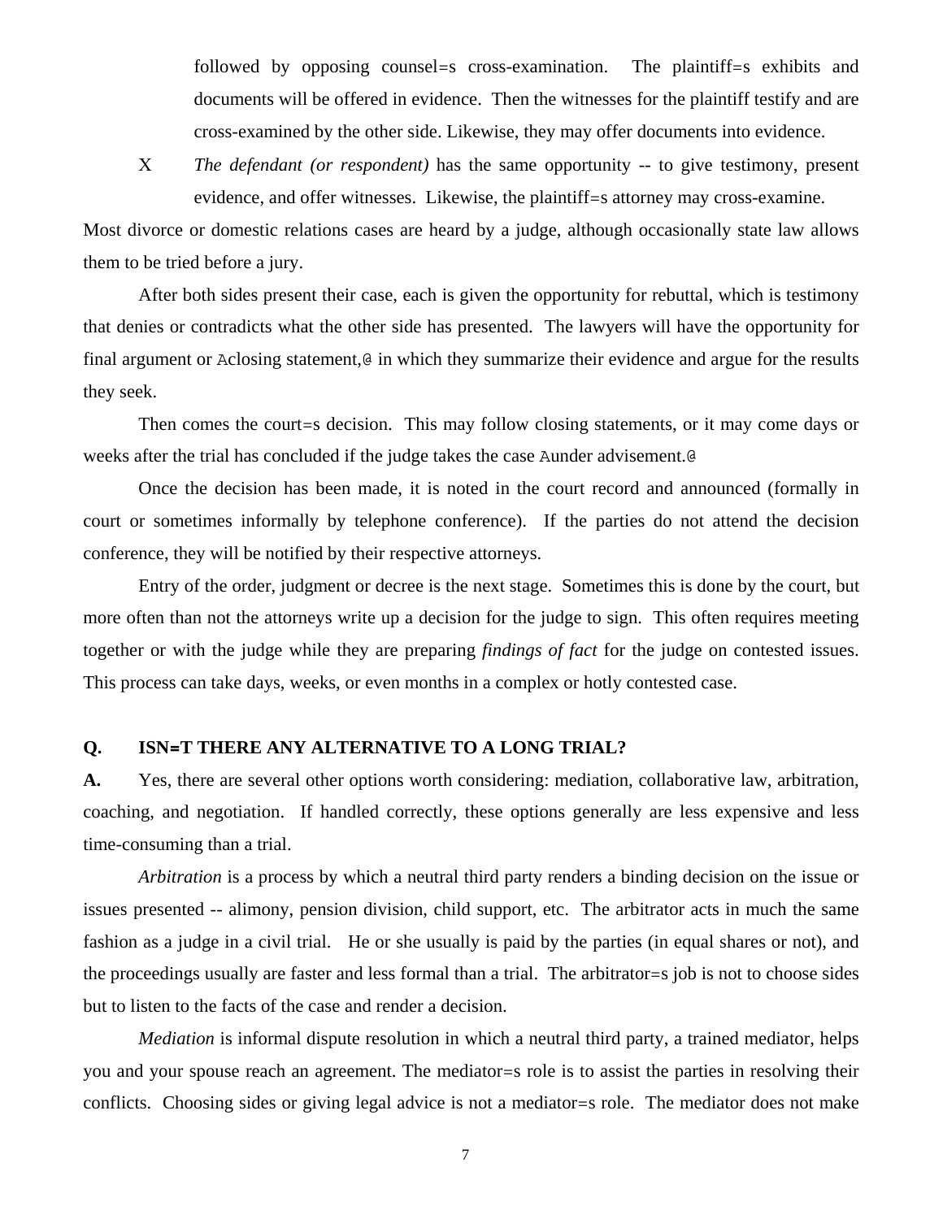followed by opposing counsel=s cross-examination. The plaintiff=s exhibits and documents will be offered in evidence. Then the witnesses for the plaintiff testify and are cross-examined by the other side. Likewise, they may offer documents into evidence.

X *The defendant (or respondent)* has the same opportunity -- to give testimony, present evidence, and offer witnesses. Likewise, the plaintiff=s attorney may cross-examine.

Most divorce or domestic relations cases are heard by a judge, although occasionally state law allows them to be tried before a jury.

After both sides present their case, each is given the opportunity for rebuttal, which is testimony that denies or contradicts what the other side has presented. The lawyers will have the opportunity for final argument or Aclosing statement,@ in which they summarize their evidence and argue for the results they seek.

Then comes the court=s decision. This may follow closing statements, or it may come days or weeks after the trial has concluded if the judge takes the case Aunder advisement.@

Once the decision has been made, it is noted in the court record and announced (formally in court or sometimes informally by telephone conference). If the parties do not attend the decision conference, they will be notified by their respective attorneys.

Entry of the order, judgment or decree is the next stage. Sometimes this is done by the court, but more often than not the attorneys write up a decision for the judge to sign. This often requires meeting together or with the judge while they are preparing *findings of fact* for the judge on contested issues. This process can take days, weeks, or even months in a complex or hotly contested case.

**Q. ISN=T THERE ANY ALTERNATIVE TO A LONG TRIAL?**

**A.** Yes, there are several other options worth considering: mediation, collaborative law, arbitration, coaching, and negotiation. If handled correctly, these options generally are less expensive and less time-consuming than a trial.

*Arbitration* is a process by which a neutral third party renders a binding decision on the issue or issues presented -- alimony, pension division, child support, etc. The arbitrator acts in much the same fashion as a judge in a civil trial. He or she usually is paid by the parties (in equal shares or not), and the proceedings usually are faster and less formal than a trial. The arbitrator=s job is not to choose sides but to listen to the facts of the case and render a decision.

*Mediation* is informal dispute resolution in which a neutral third party, a trained mediator, helps you and your spouse reach an agreement. The mediator=s role is to assist the parties in resolving their conflicts. Choosing sides or giving legal advice is not a mediator=s role. The mediator does not make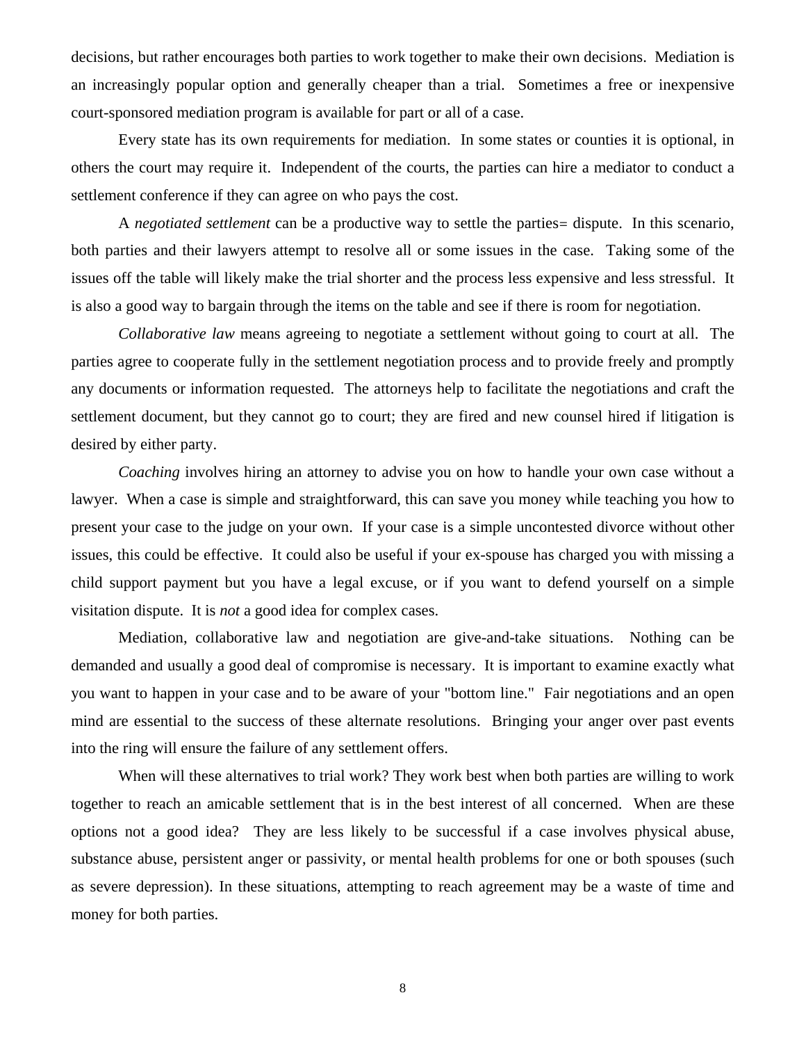decisions, but rather encourages both parties to work together to make their own decisions. Mediation is an increasingly popular option and generally cheaper than a trial. Sometimes a free or inexpensive court-sponsored mediation program is available for part or all of a case.

Every state has its own requirements for mediation. In some states or counties it is optional, in others the court may require it. Independent of the courts, the parties can hire a mediator to conduct a settlement conference if they can agree on who pays the cost.

A *negotiated settlement* can be a productive way to settle the parties= dispute. In this scenario, both parties and their lawyers attempt to resolve all or some issues in the case. Taking some of the issues off the table will likely make the trial shorter and the process less expensive and less stressful. It is also a good way to bargain through the items on the table and see if there is room for negotiation.

*Collaborative law* means agreeing to negotiate a settlement without going to court at all. The parties agree to cooperate fully in the settlement negotiation process and to provide freely and promptly any documents or information requested. The attorneys help to facilitate the negotiations and craft the settlement document, but they cannot go to court; they are fired and new counsel hired if litigation is desired by either party.

*Coaching* involves hiring an attorney to advise you on how to handle your own case without a lawyer. When a case is simple and straightforward, this can save you money while teaching you how to present your case to the judge on your own. If your case is a simple uncontested divorce without other issues, this could be effective. It could also be useful if your ex-spouse has charged you with missing a child support payment but you have a legal excuse, or if you want to defend yourself on a simple visitation dispute. It is *not* a good idea for complex cases.

Mediation, collaborative law and negotiation are give-and-take situations. Nothing can be demanded and usually a good deal of compromise is necessary. It is important to examine exactly what you want to happen in your case and to be aware of your "bottom line." Fair negotiations and an open mind are essential to the success of these alternate resolutions. Bringing your anger over past events into the ring will ensure the failure of any settlement offers.

When will these alternatives to trial work? They work best when both parties are willing to work together to reach an amicable settlement that is in the best interest of all concerned. When are these options not a good idea? They are less likely to be successful if a case involves physical abuse, substance abuse, persistent anger or passivity, or mental health problems for one or both spouses (such as severe depression). In these situations, attempting to reach agreement may be a waste of time and money for both parties.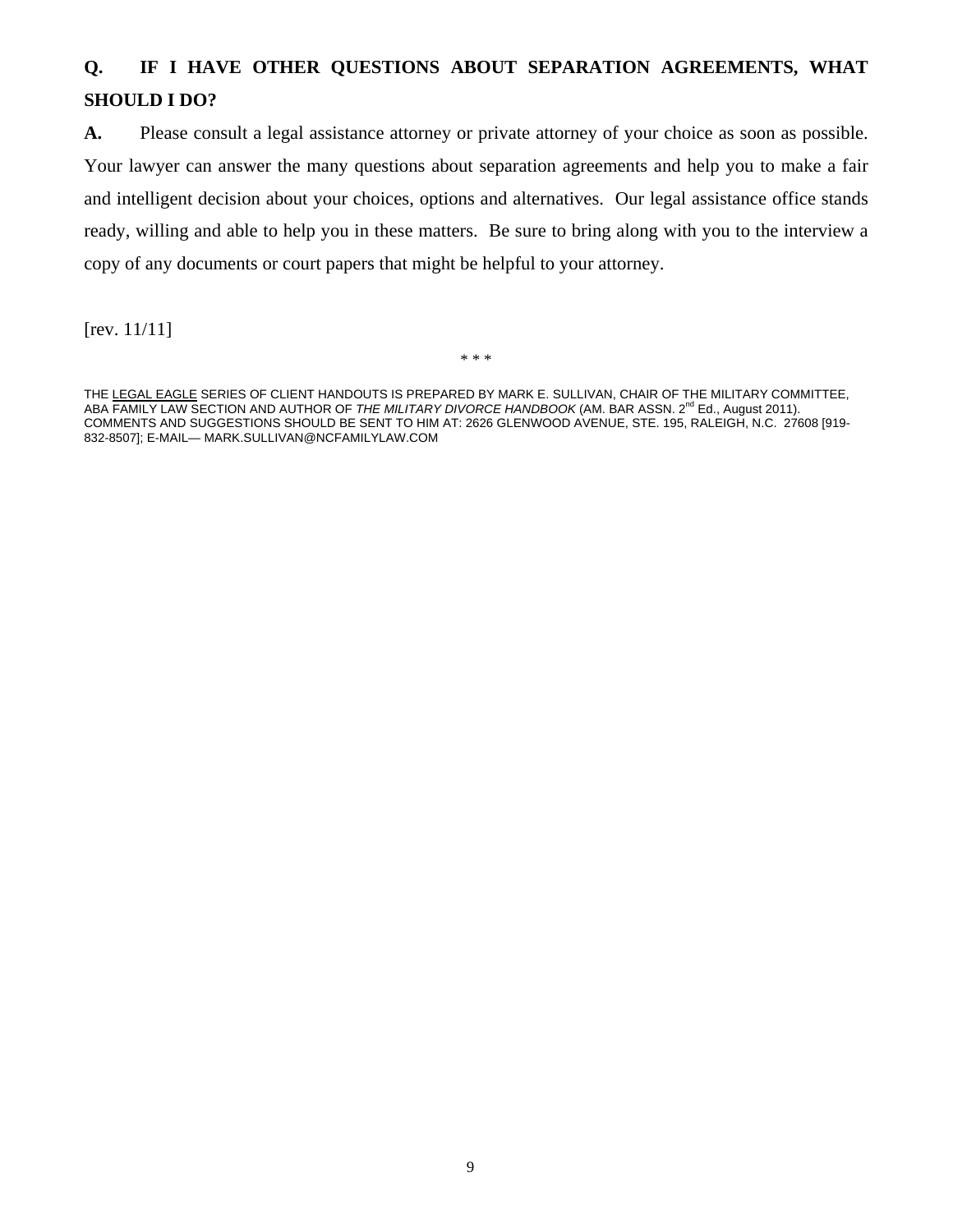**Q. IF I HAVE OTHER QUESTIONS ABOUT SEPARATION AGREEMENTS, WHAT SHOULD I DO?**

**A.** Please consult a legal assistance attorney or private attorney of your choice as soon as possible. Your lawyer can answer the many questions about separation agreements and help you to make a fair and intelligent decision about your choices, options and alternatives. Our legal assistance office stands ready, willing and able to help you in these matters. Be sure to bring along with you to the interview a copy of any documents or court papers that might be helpful to your attorney.

[rev. 11/11]

* * *

THE <u>LEGAL EAGLE</u> SERIES OF CLIENT HANDOUTS IS PREPARED BY MARK E. SULLIVAN, CHAIR OF THE MILITARY COMMITTEE, ABA FAMILY LAW SECTION AND AUTHOR OF *THE MILITARY DIVORCE HANDBOOK* (AM. BAR ASSN. 2nd Ed., August 2011). COMMENTS AND SUGGESTIONS SHOULD BE SENT TO HIM AT: 2626 GLENWOOD AVENUE, STE. 195, RALEIGH, N.C. 27608 [919-832-8507]; E-MAIL— MARK.SULLIVAN@NCFAMILYLAW.COM